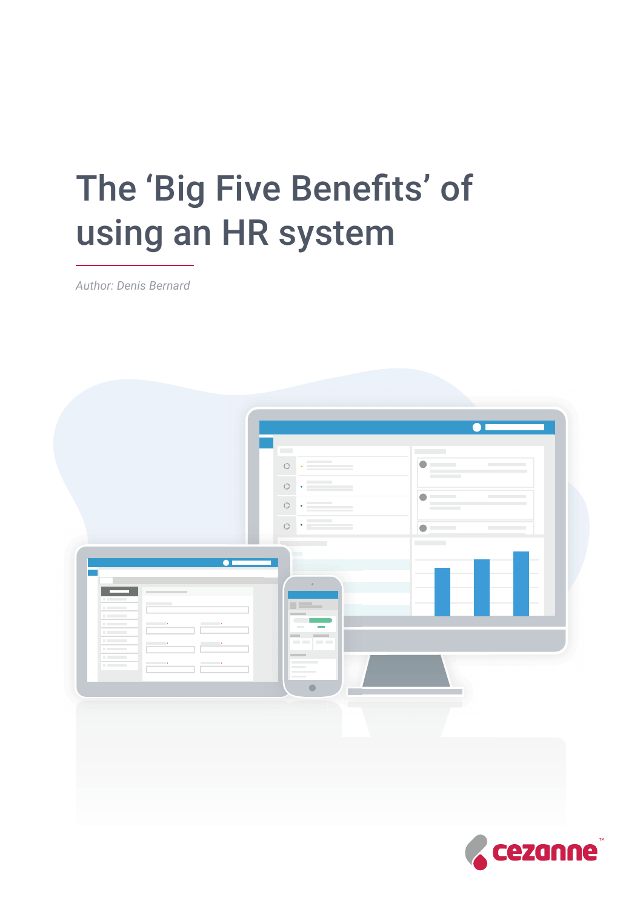# The 'Big Five Benefits' of using an HR system

*Author: Denis Bernard*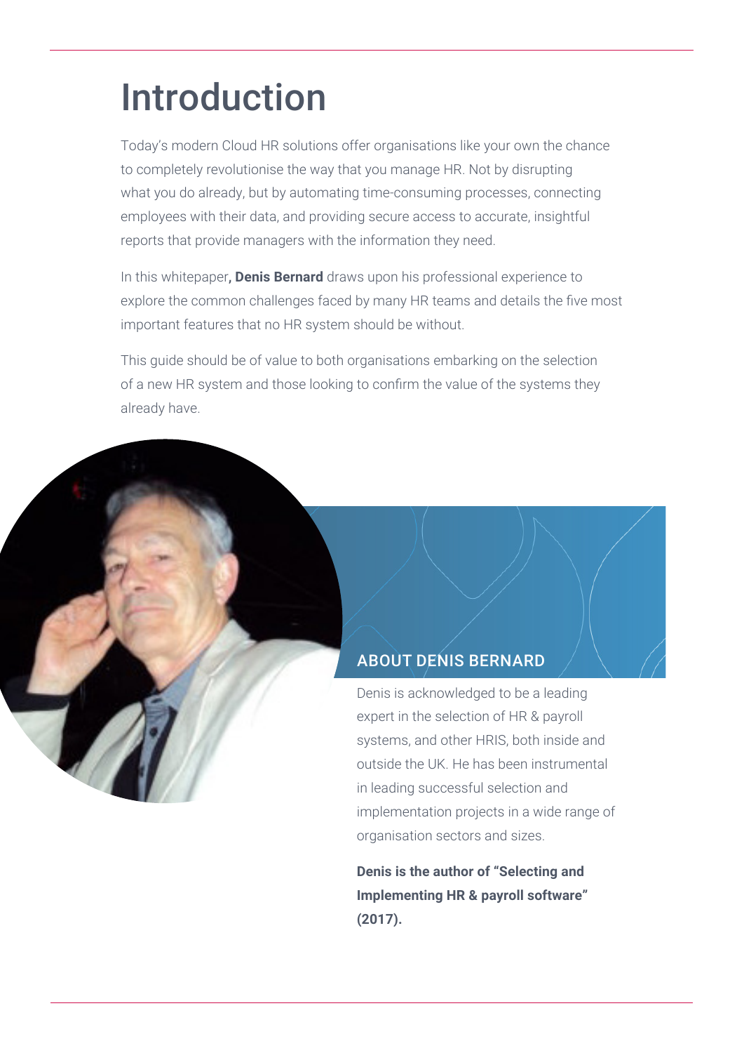# Introduction

Today's modern Cloud HR solutions offer organisations like your own the chance to completely revolutionise the way that you manage HR. Not by disrupting what you do already, but by automating time-consuming processes, connecting employees with their data, and providing secure access to accurate, insightful reports that provide managers with the information they need.

In this whitepaper**, Denis Bernard** draws upon his professional experience to explore the common challenges faced by many HR teams and details the five most important features that no HR system should be without.

This guide should be of value to both organisations embarking on the selection of a new HR system and those looking to confirm the value of the systems they already have.

## ABOUT DENIS BERNARD

Denis is acknowledged to be a leading expert in the selection of HR & payroll systems, and other HRIS, both inside and outside the UK. He has been instrumental in leading successful selection and implementation projects in a wide range of organisation sectors and sizes.

**Denis is the author of "Selecting and Implementing HR & payroll software" (2017).**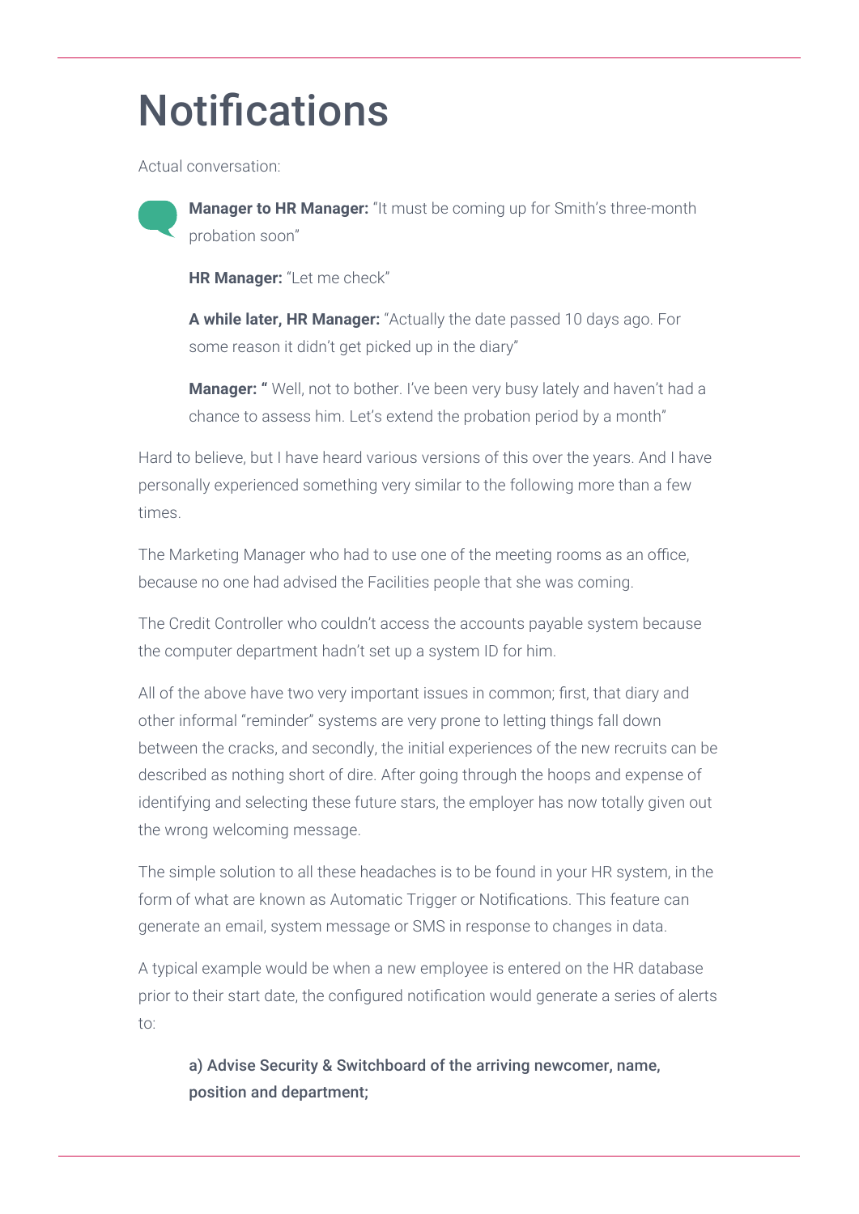# Notifications

Actual conversation:

**Manager to HR Manager:** "It must be coming up for Smith's three-month probation soon"

**HR Manager:** "Let me check"

**A while later, HR Manager:** "Actually the date passed 10 days ago. For some reason it didn't get picked up in the diary"

**Manager: "** Well, not to bother. I've been very busy lately and haven't had a chance to assess him. Let's extend the probation period by a month"

Hard to believe, but I have heard various versions of this over the years. And I have personally experienced something very similar to the following more than a few times.

The Marketing Manager who had to use one of the meeting rooms as an office, because no one had advised the Facilities people that she was coming.

The Credit Controller who couldn't access the accounts payable system because the computer department hadn't set up a system ID for him.

All of the above have two very important issues in common; first, that diary and other informal "reminder" systems are very prone to letting things fall down between the cracks, and secondly, the initial experiences of the new recruits can be described as nothing short of dire. After going through the hoops and expense of identifying and selecting these future stars, the employer has now totally given out the wrong welcoming message.

The simple solution to all these headaches is to be found in your HR system, in the form of what are known as Automatic Trigger or Notifications. This feature can generate an email, system message or SMS in response to changes in data.

A typical example would be when a new employee is entered on the HR database prior to their start date, the configured notification would generate a series of alerts to:

a) Advise Security & Switchboard of the arriving newcomer, name, position and department;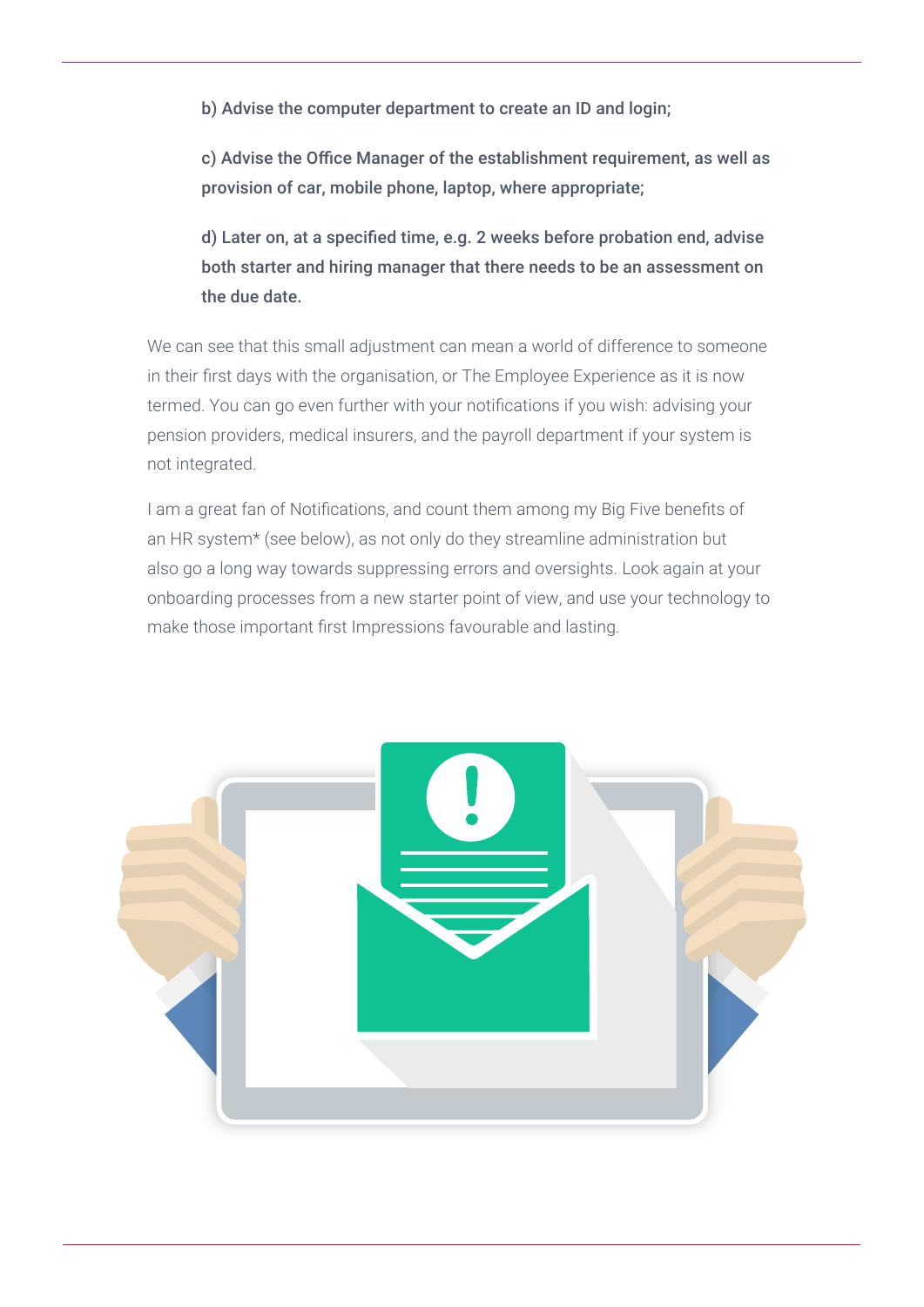**b) Advise the computer department to create an ID and login;**

**c) Advise the Office Manager of the establishment requirement, as well as provision of car, mobile phone, laptop, where appropriate;**

**d) Later on, at a specified time, e.g. 2 weeks before probation end, advise both starter and hiring manager that there needs to be an assessment on the due date.**

We can see that this small adjustment can mean a world of difference to someone in their first days with the organisation, or The Employee Experience as it is now termed. You can go even further with your notifications if you wish: advising your pension providers, medical insurers, and the payroll department if your system is not integrated.

I am a great fan of Notifications, and count them among my Big Five benefits of an HR system* (see below), as not only do they streamline administration but also go a long way towards suppressing errors and oversights. Look again at your onboarding processes from a new starter point of view, and use your technology to make those important first Impressions favourable and lasting.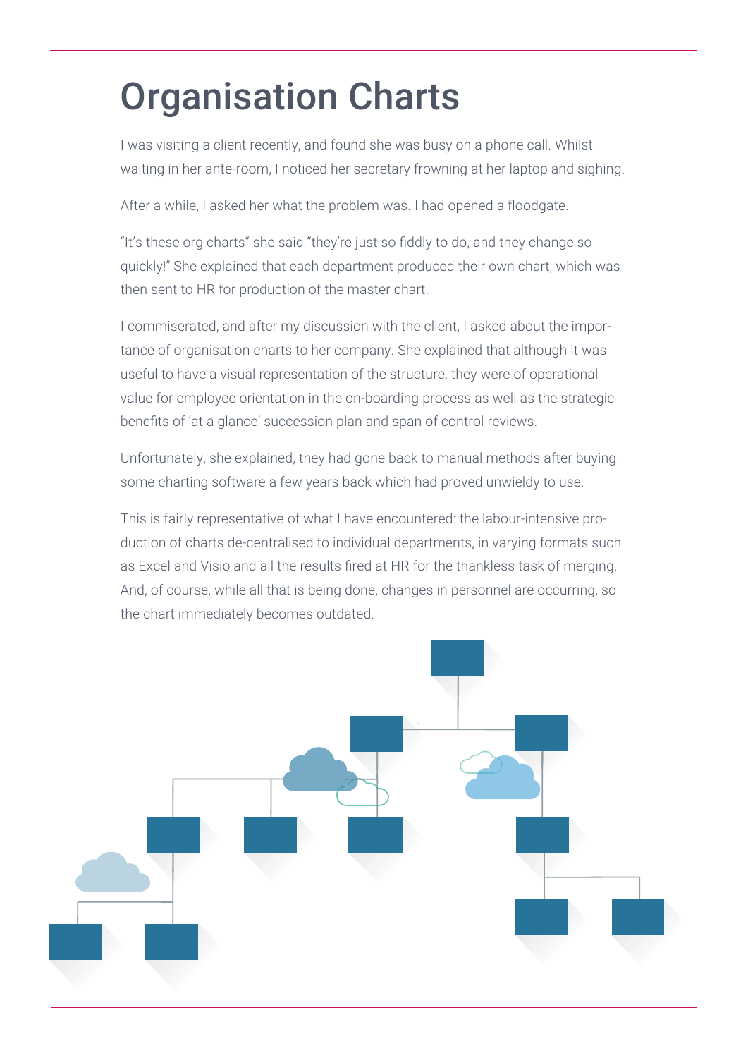# Organisation Charts

I was visiting a client recently, and found she was busy on a phone call. Whilst waiting in her ante-room, I noticed her secretary frowning at her laptop and sighing.

After a while, I asked her what the problem was. I had opened a floodgate.

"It's these org charts" she said "they're just so fiddly to do, and they change so quickly!" She explained that each department produced their own chart, which was then sent to HR for production of the master chart.

I commiserated, and after my discussion with the client, I asked about the importance of organisation charts to her company. She explained that although it was useful to have a visual representation of the structure, they were of operational value for employee orientation in the on-boarding process as well as the strategic benefits of 'at a glance' succession plan and span of control reviews.

Unfortunately, she explained, they had gone back to manual methods after buying some charting software a few years back which had proved unwieldy to use.

This is fairly representative of what I have encountered: the labour-intensive production of charts de-centralised to individual departments, in varying formats such as Excel and Visio and all the results fired at HR for the thankless task of merging. And, of course, while all that is being done, changes in personnel are occurring, so the chart immediately becomes outdated.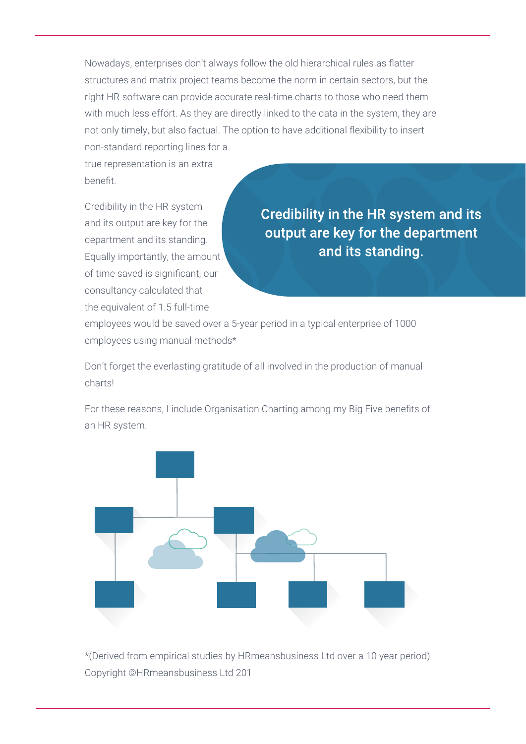Nowadays, enterprises don't always follow the old hierarchical rules as flatter structures and matrix project teams become the norm in certain sectors, but the right HR software can provide accurate real-time charts to those who need them with much less effort. As they are directly linked to the data in the system, they are not only timely, but also factual. The option to have additional flexibility to insert non-standard reporting lines for a true representation is an extra benefit.

> **Credibility in the HR system and its output are key for the department and its standing.**

Credibility in the HR system and its output are key for the department and its standing. Equally importantly, the amount of time saved is significant; our consultancy calculated that the equivalent of 1.5 full-time employees would be saved over a 5-year period in a typical enterprise of 1000 employees using manual methods*

Don't forget the everlasting gratitude of all involved in the production of manual charts!

For these reasons, I include Organisation Charting among my Big Five benefits of an HR system.

*(Derived from empirical studies by HRmeansbusiness Ltd over a 10 year period)
Copyright ©HRmeansbusiness Ltd 201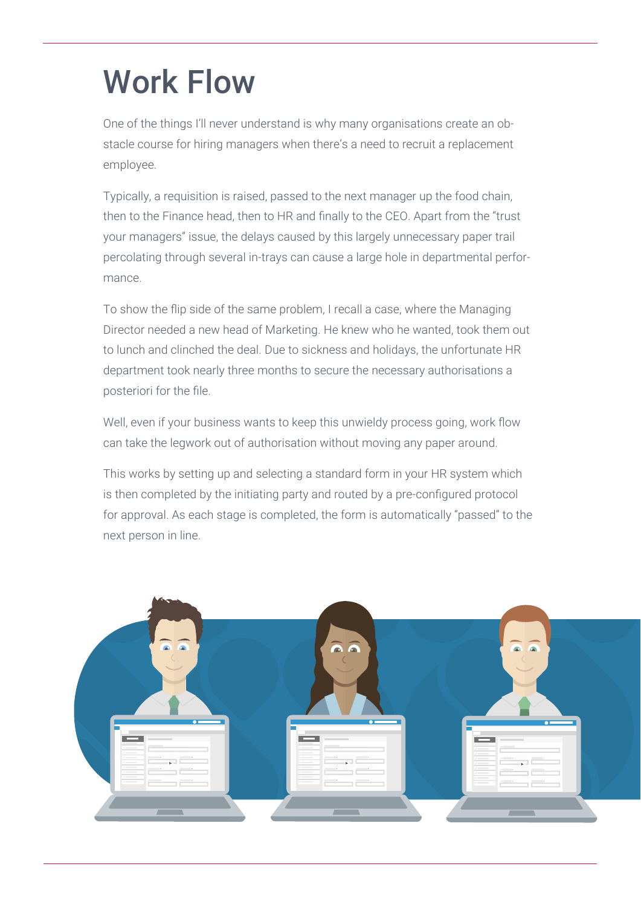# Work Flow

One of the things I'll never understand is why many organisations create an obstacle course for hiring managers when there's a need to recruit a replacement employee.

Typically, a requisition is raised, passed to the next manager up the food chain, then to the Finance head, then to HR and finally to the CEO. Apart from the "trust your managers" issue, the delays caused by this largely unnecessary paper trail percolating through several in-trays can cause a large hole in departmental performance.

To show the flip side of the same problem, I recall a case, where the Managing Director needed a new head of Marketing. He knew who he wanted, took them out to lunch and clinched the deal. Due to sickness and holidays, the unfortunate HR department took nearly three months to secure the necessary authorisations a posteriori for the file.

Well, even if your business wants to keep this unwieldy process going, work flow can take the legwork out of authorisation without moving any paper around.

This works by setting up and selecting a standard form in your HR system which is then completed by the initiating party and routed by a pre-configured protocol for approval. As each stage is completed, the form is automatically "passed" to the next person in line.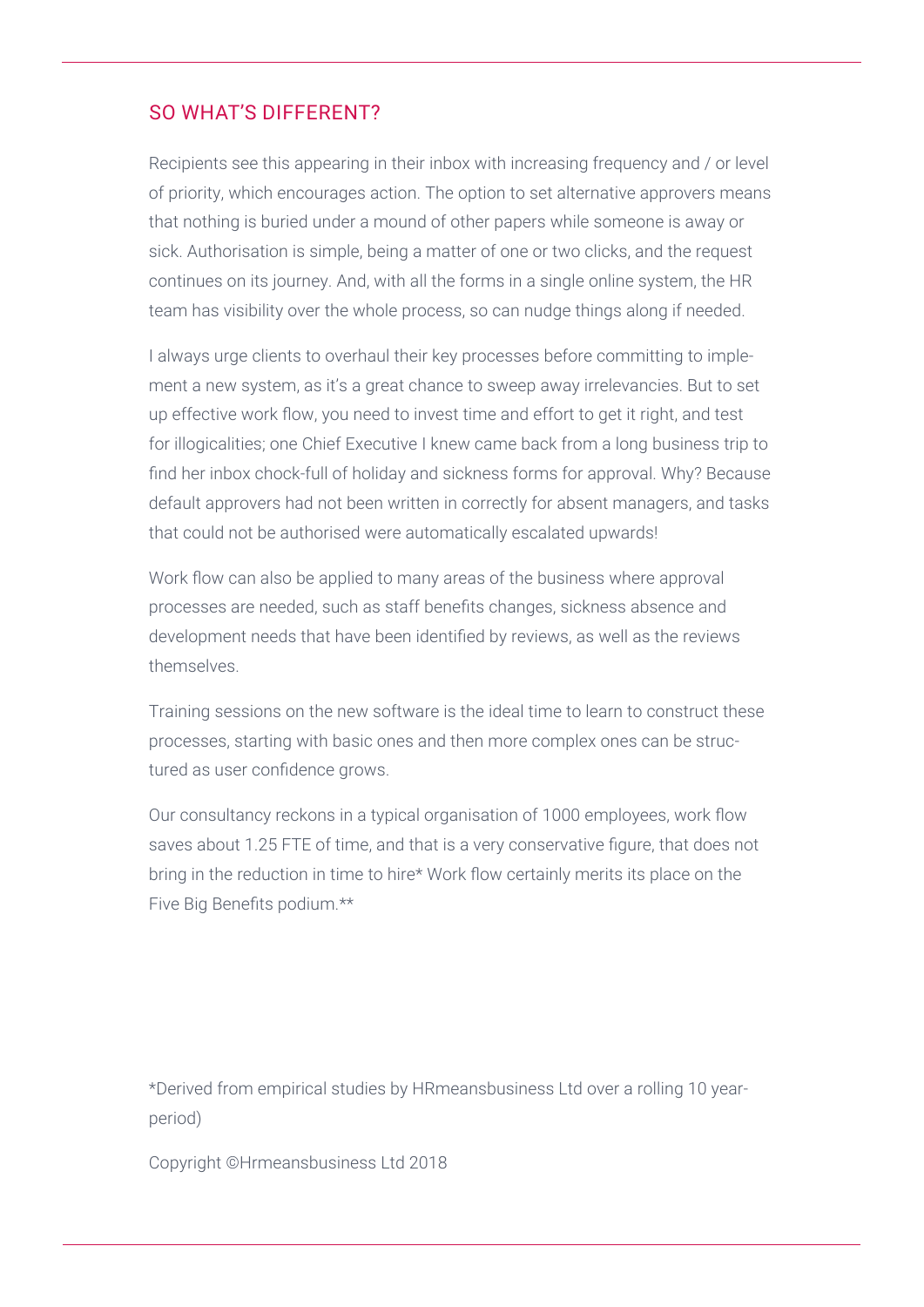## SO WHAT'S DIFFERENT?

Recipients see this appearing in their inbox with increasing frequency and / or level of priority, which encourages action. The option to set alternative approvers means that nothing is buried under a mound of other papers while someone is away or sick. Authorisation is simple, being a matter of one or two clicks, and the request continues on its journey. And, with all the forms in a single online system, the HR team has visibility over the whole process, so can nudge things along if needed.

I always urge clients to overhaul their key processes before committing to implement a new system, as it's a great chance to sweep away irrelevancies. But to set up effective work flow, you need to invest time and effort to get it right, and test for illogicalities; one Chief Executive I knew came back from a long business trip to find her inbox chock-full of holiday and sickness forms for approval. Why? Because default approvers had not been written in correctly for absent managers, and tasks that could not be authorised were automatically escalated upwards!

Work flow can also be applied to many areas of the business where approval processes are needed, such as staff benefits changes, sickness absence and development needs that have been identified by reviews, as well as the reviews themselves.

Training sessions on the new software is the ideal time to learn to construct these processes, starting with basic ones and then more complex ones can be structured as user confidence grows.

Our consultancy reckons in a typical organisation of 1000 employees, work flow saves about 1.25 FTE of time, and that is a very conservative figure, that does not bring in the reduction in time to hire* Work flow certainly merits its place on the Five Big Benefits podium.**

*Derived from empirical studies by HRmeansbusiness Ltd over a rolling 10 year-period)

Copyright ©Hrmeansbusiness Ltd 2018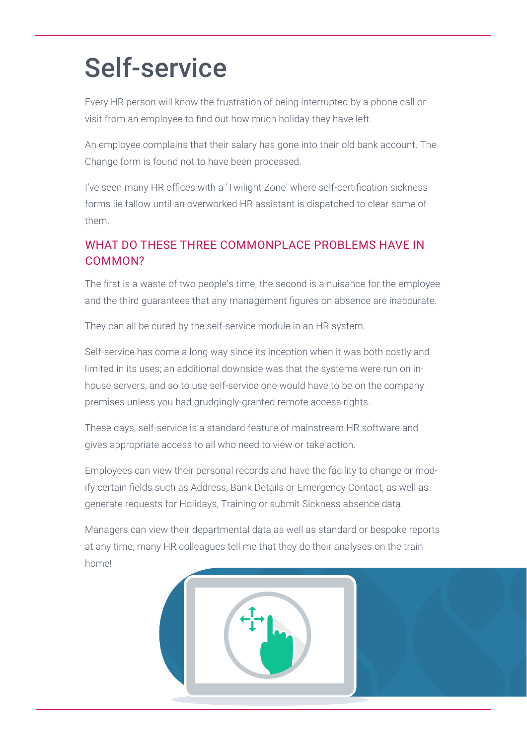# Self-service

Every HR person will know the frustration of being interrupted by a phone call or visit from an employee to find out how much holiday they have left.

An employee complains that their salary has gone into their old bank account. The Change form is found not to have been processed.

I've seen many HR offices with a 'Twilight Zone' where self-certification sickness forms lie fallow until an overworked HR assistant is dispatched to clear some of them.

## WHAT DO THESE THREE COMMONPLACE PROBLEMS HAVE IN COMMON?

The first is a waste of two people's time, the second is a nuisance for the employee and the third guarantees that any management figures on absence are inaccurate.

They can all be cured by the self-service module in an HR system.

Self-service has come a long way since its inception when it was both costly and limited in its uses; an additional downside was that the systems were run on in-house servers, and so to use self-service one would have to be on the company premises unless you had grudgingly-granted remote access rights.

These days, self-service is a standard feature of mainstream HR software and gives appropriate access to all who need to view or take action.

Employees can view their personal records and have the facility to change or modify certain fields such as Address, Bank Details or Emergency Contact, as well as generate requests for Holidays, Training or submit Sickness absence data.

Managers can view their departmental data as well as standard or bespoke reports at any time; many HR colleagues tell me that they do their analyses on the train home!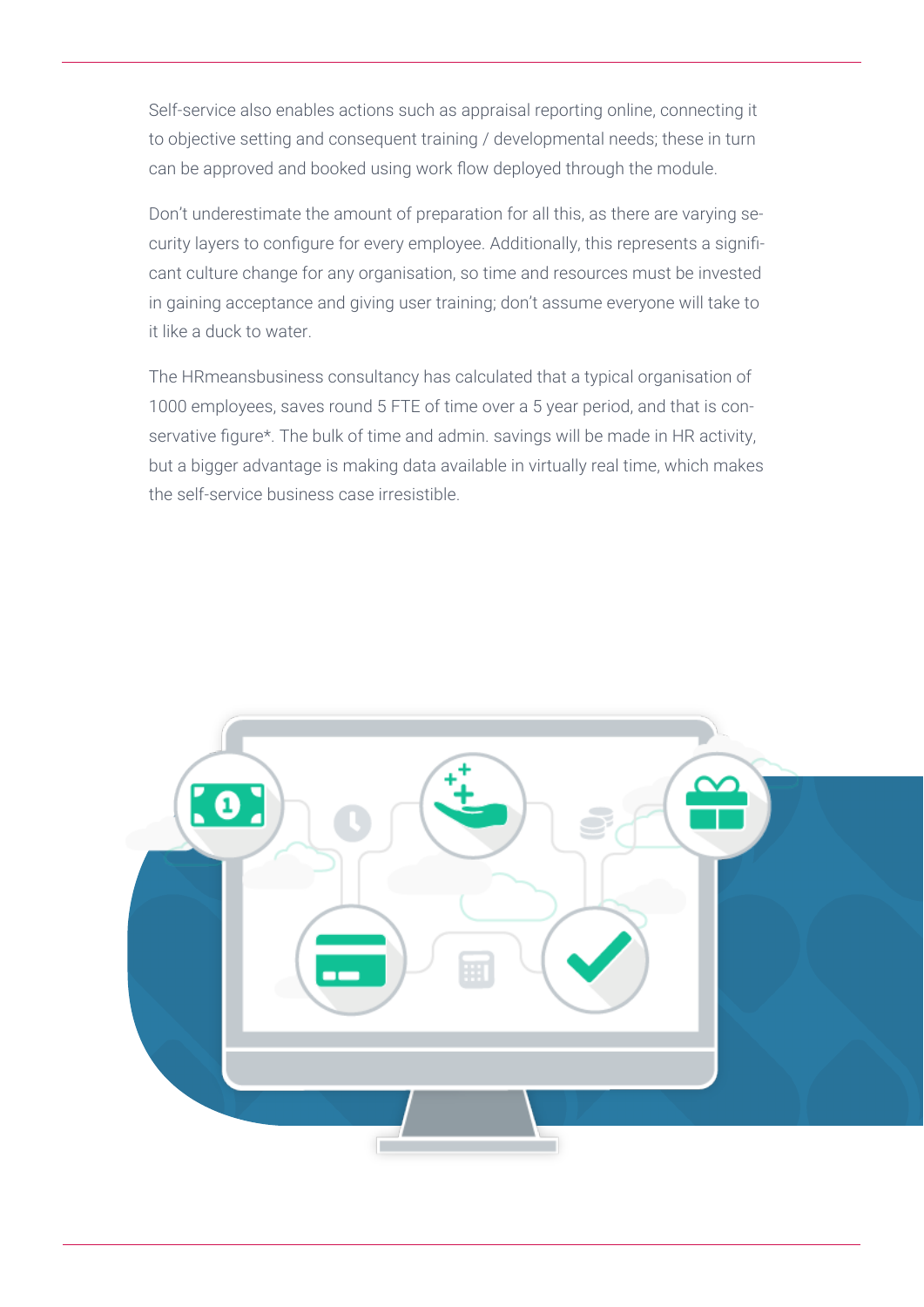Self-service also enables actions such as appraisal reporting online, connecting it to objective setting and consequent training / developmental needs; these in turn can be approved and booked using work flow deployed through the module.

Don't underestimate the amount of preparation for all this, as there are varying security layers to configure for every employee. Additionally, this represents a significant culture change for any organisation, so time and resources must be invested in gaining acceptance and giving user training; don't assume everyone will take to it like a duck to water.

The HRmeansbusiness consultancy has calculated that a typical organisation of 1000 employees, saves round 5 FTE of time over a 5 year period, and that is conservative figure*. The bulk of time and admin. savings will be made in HR activity, but a bigger advantage is making data available in virtually real time, which makes the self-service business case irresistible.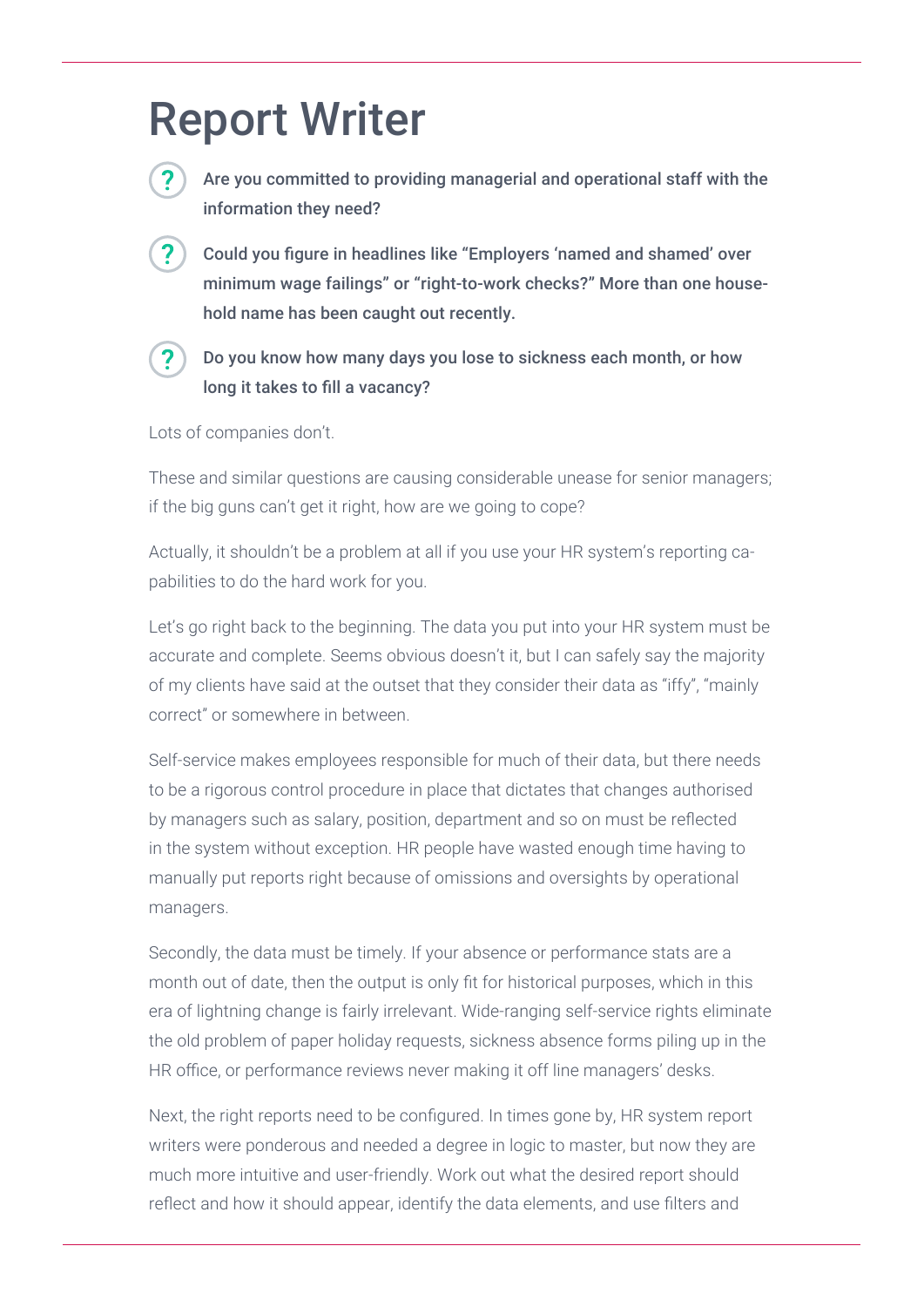# Report Writer

- **Are you committed to providing managerial and operational staff with the information they need?**
- **Could you figure in headlines like “Employers ‘named and shamed’ over minimum wage failings” or “right-to-work checks?” More than one household name has been caught out recently.**
- **Do you know how many days you lose to sickness each month, or how long it takes to fill a vacancy?**

Lots of companies don’t.

These and similar questions are causing considerable unease for senior managers; if the big guns can’t get it right, how are we going to cope?

Actually, it shouldn’t be a problem at all if you use your HR system’s reporting capabilities to do the hard work for you.

Let’s go right back to the beginning. The data you put into your HR system must be accurate and complete. Seems obvious doesn’t it, but I can safely say the majority of my clients have said at the outset that they consider their data as “iffy”, “mainly correct” or somewhere in between.

Self-service makes employees responsible for much of their data, but there needs to be a rigorous control procedure in place that dictates that changes authorised by managers such as salary, position, department and so on must be reflected in the system without exception. HR people have wasted enough time having to manually put reports right because of omissions and oversights by operational managers.

Secondly, the data must be timely. If your absence or performance stats are a month out of date, then the output is only fit for historical purposes, which in this era of lightning change is fairly irrelevant. Wide-ranging self-service rights eliminate the old problem of paper holiday requests, sickness absence forms piling up in the HR office, or performance reviews never making it off line managers’ desks.

Next, the right reports need to be configured. In times gone by, HR system report writers were ponderous and needed a degree in logic to master, but now they are much more intuitive and user-friendly. Work out what the desired report should reflect and how it should appear, identify the data elements, and use filters and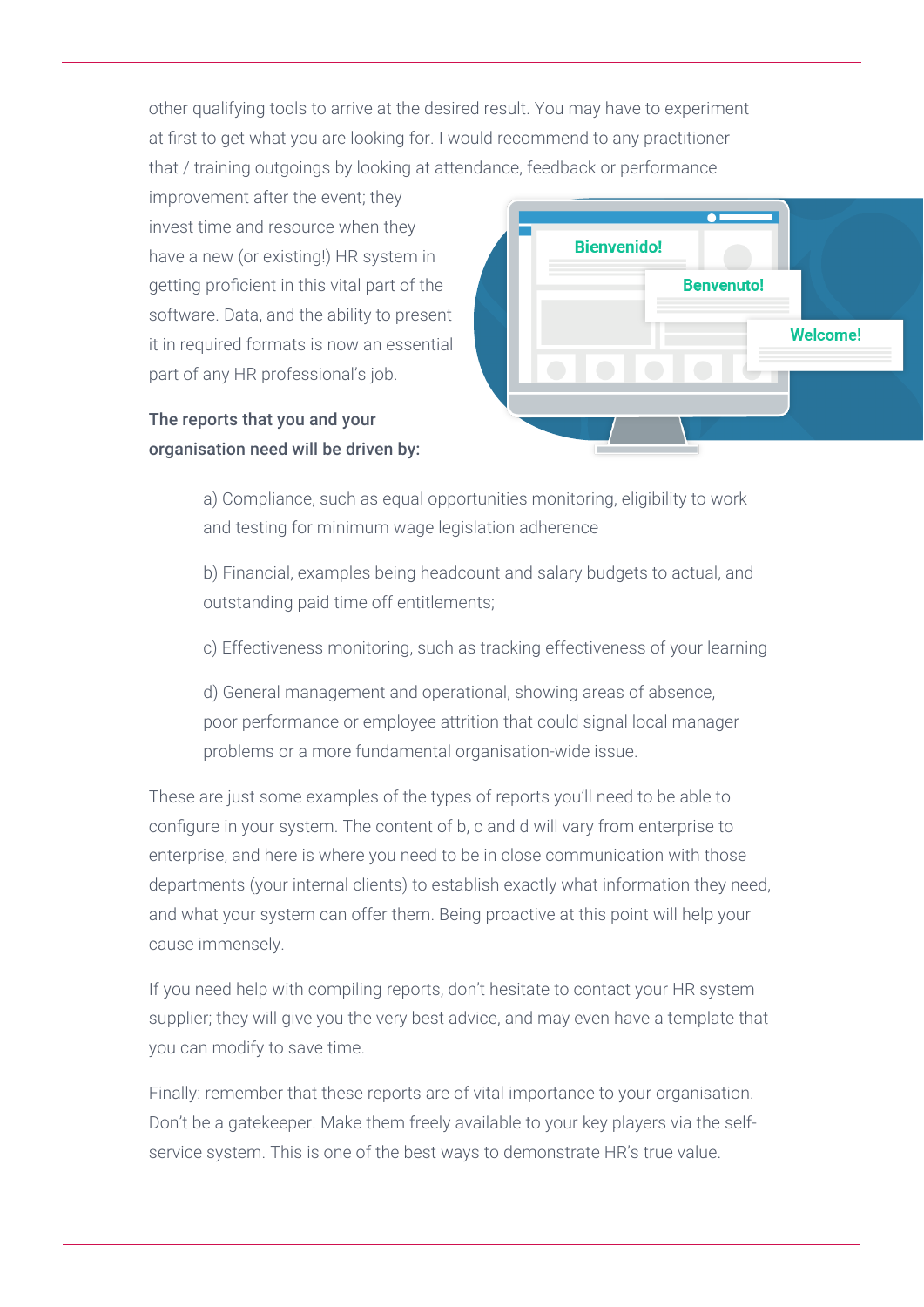other qualifying tools to arrive at the desired result. You may have to experiment at first to get what you are looking for. I would recommend to any practitioner that / training outgoings by looking at attendance, feedback or performance improvement after the event; they invest time and resource when they have a new (or existing!) HR system in getting proficient in this vital part of the software. Data, and the ability to present it in required formats is now an essential part of any HR professional's job.

**The reports that you and your organisation need will be driven by:**

a) Compliance, such as equal opportunities monitoring, eligibility to work and testing for minimum wage legislation adherence

b) Financial, examples being headcount and salary budgets to actual, and outstanding paid time off entitlements;

c) Effectiveness monitoring, such as tracking effectiveness of your learning

d) General management and operational, showing areas of absence, poor performance or employee attrition that could signal local manager problems or a more fundamental organisation-wide issue.

These are just some examples of the types of reports you'll need to be able to configure in your system. The content of b, c and d will vary from enterprise to enterprise, and here is where you need to be in close communication with those departments (your internal clients) to establish exactly what information they need, and what your system can offer them. Being proactive at this point will help your cause immensely.

If you need help with compiling reports, don't hesitate to contact your HR system supplier; they will give you the very best advice, and may even have a template that you can modify to save time.

Finally: remember that these reports are of vital importance to your organisation. Don't be a gatekeeper. Make them freely available to your key players via the self-service system. This is one of the best ways to demonstrate HR's true value.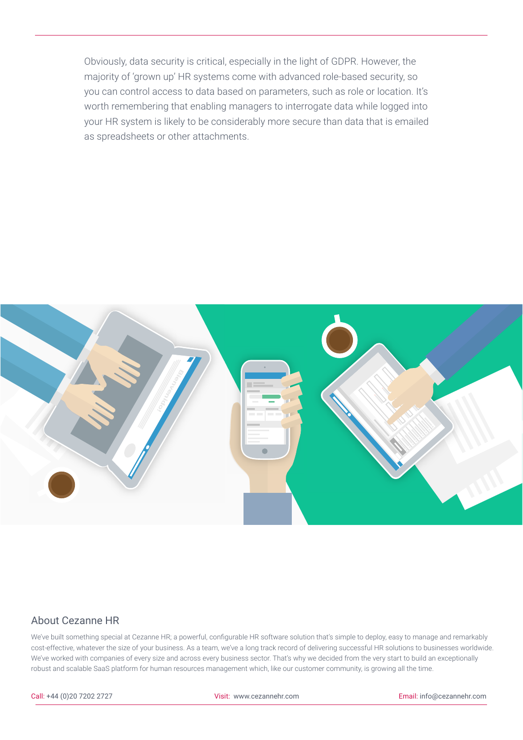Obviously, data security is critical, especially in the light of GDPR. However, the majority of 'grown up' HR systems come with advanced role-based security, so you can control access to data based on parameters, such as role or location. It's worth remembering that enabling managers to interrogate data while logged into your HR system is likely to be considerably more secure than data that is emailed as spreadsheets or other attachments.

## About Cezanne HR

We've built something special at Cezanne HR; a powerful, configurable HR software solution that's simple to deploy, easy to manage and remarkably cost-effective, whatever the size of your business. As a team, we've a long track record of delivering successful HR solutions to businesses worldwide. We've worked with companies of every size and across every business sector. That's why we decided from the very start to build an exceptionally robust and scalable SaaS platform for human resources management which, like our customer community, is growing all the time.

Call: +44 (0)20 7202 2727 Visit: www.cezannehr.com Email: info@cezannehr.com